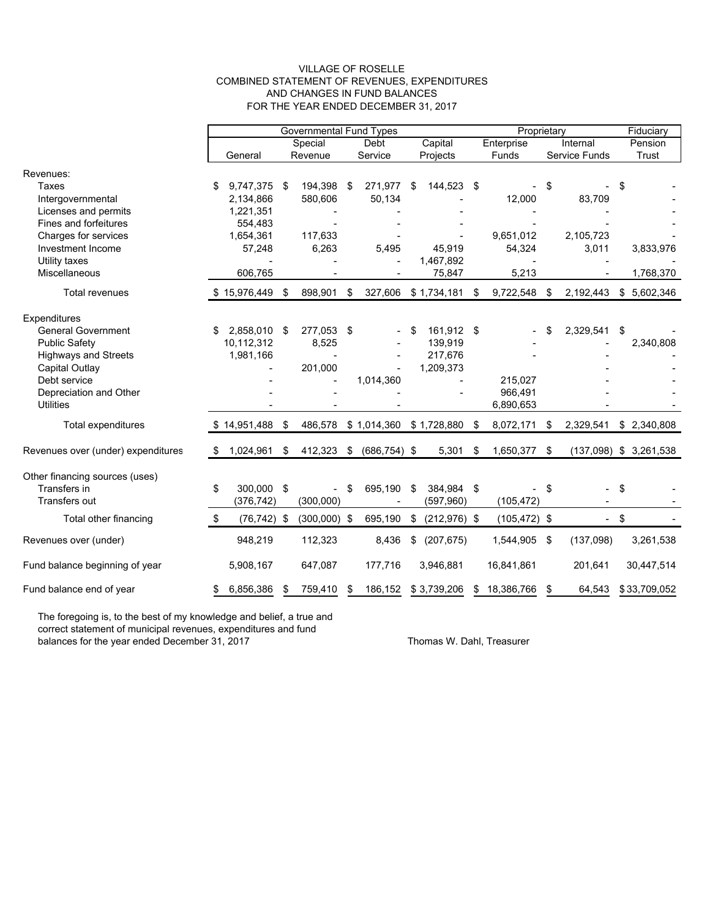# VILLAGE OF ROSELLE
## COMBINED STATEMENT OF REVENUES, EXPENDITURES AND CHANGES IN FUND BALANCES
## FOR THE YEAR ENDED DECEMBER 31, 2017

| | Governmental Fund Types | | | | Proprietary | | Fiduciary |
|---|---|---|---|---|---|---|---|
| | General | Special Revenue | Debt Service | Capital Projects | Enterprise Funds | Internal Service Funds | Pension Trust |
| **Revenues:** | | | | | | | |
| Taxes | $ 9,747,375 | $ 194,398 | $ 271,977 | $ 144,523 | $ - | $ - | $ - |
| Intergovernmental | 2,134,866 | 580,606 | 50,134 | - | 12,000 | 83,709 | - |
| Licenses and permits | 1,221,351 | - | - | - | - | - | - |
| Fines and forfeitures | 554,483 | - | - | - | - | - | - |
| Charges for services | 1,654,361 | 117,633 | - | - | 9,651,012 | 2,105,723 | - |
| Investment Income | 57,248 | 6,263 | 5,495 | 45,919 | 54,324 | 3,011 | 3,833,976 |
| Utility taxes | - | - | - | 1,467,892 | - | - | - |
| Miscellaneous | 606,765 | - | - | 75,847 | 5,213 | - | 1,768,370 |
| Total revenues | $ 15,976,449 | $ 898,901 | $ 327,606 | $ 1,734,181 | $ 9,722,548 | $ 2,192,443 | $ 5,602,346 |
| **Expenditures** | | | | | | | |
| General Government | $ 2,858,010 | $ 277,053 | $ - | $ 161,912 | $ - | $ 2,329,541 | $ - |
| Public Safety | 10,112,312 | 8,525 | - | 139,919 | - | - | 2,340,808 |
| Highways and Streets | 1,981,166 | - | - | 217,676 | - | - | - |
| Capital Outlay | - | 201,000 | - | 1,209,373 | | - | - |
| Debt service | - | - | 1,014,360 | - | 215,027 | - | - |
| Depreciation and Other | - | - | - | - | 966,491 | - | - |
| Utilities | - | - | - | | 6,890,653 | - | - |
| Total expenditures | $ 14,951,488 | $ 486,578 | $ 1,014,360 | $ 1,728,880 | $ 8,072,171 | $ 2,329,541 | $ 2,340,808 |
| Revenues over (under) expenditures | $ 1,024,961 | $ 412,323 | $ (686,754) | $ 5,301 | $ 1,650,377 | $ (137,098) | $ 3,261,538 |
| **Other financing sources (uses)** | | | | | | | |
| Transfers in | $ 300,000 | $ - | $ 695,190 | $ 384,984 | $ - | $ - | $ - |
| Transfers out | (376,742) | (300,000) | - | (597,960) | (105,472) | - | - |
| Total other financing | $ (76,742) | $ (300,000) | $ 695,190 | $ (212,976) | $ (105,472) | $ - | $ - |
| Revenues over (under) | 948,219 | 112,323 | 8,436 | $ (207,675) | 1,544,905 | $ (137,098) | 3,261,538 |
| Fund balance beginning of year | 5,908,167 | 647,087 | 177,716 | 3,946,881 | 16,841,861 | 201,641 | 30,447,514 |
| Fund balance end of year | $ 6,856,386 | $ 759,410 | $ 186,152 | $ 3,739,206 | $ 18,386,766 | $ 64,543 | $ 33,709,052 |

The foregoing is, to the best of my knowledge and belief, a true and correct statement of municipal revenues, expenditures and fund balances for the year ended December 31, 2017

Thomas W. Dahl, Treasurer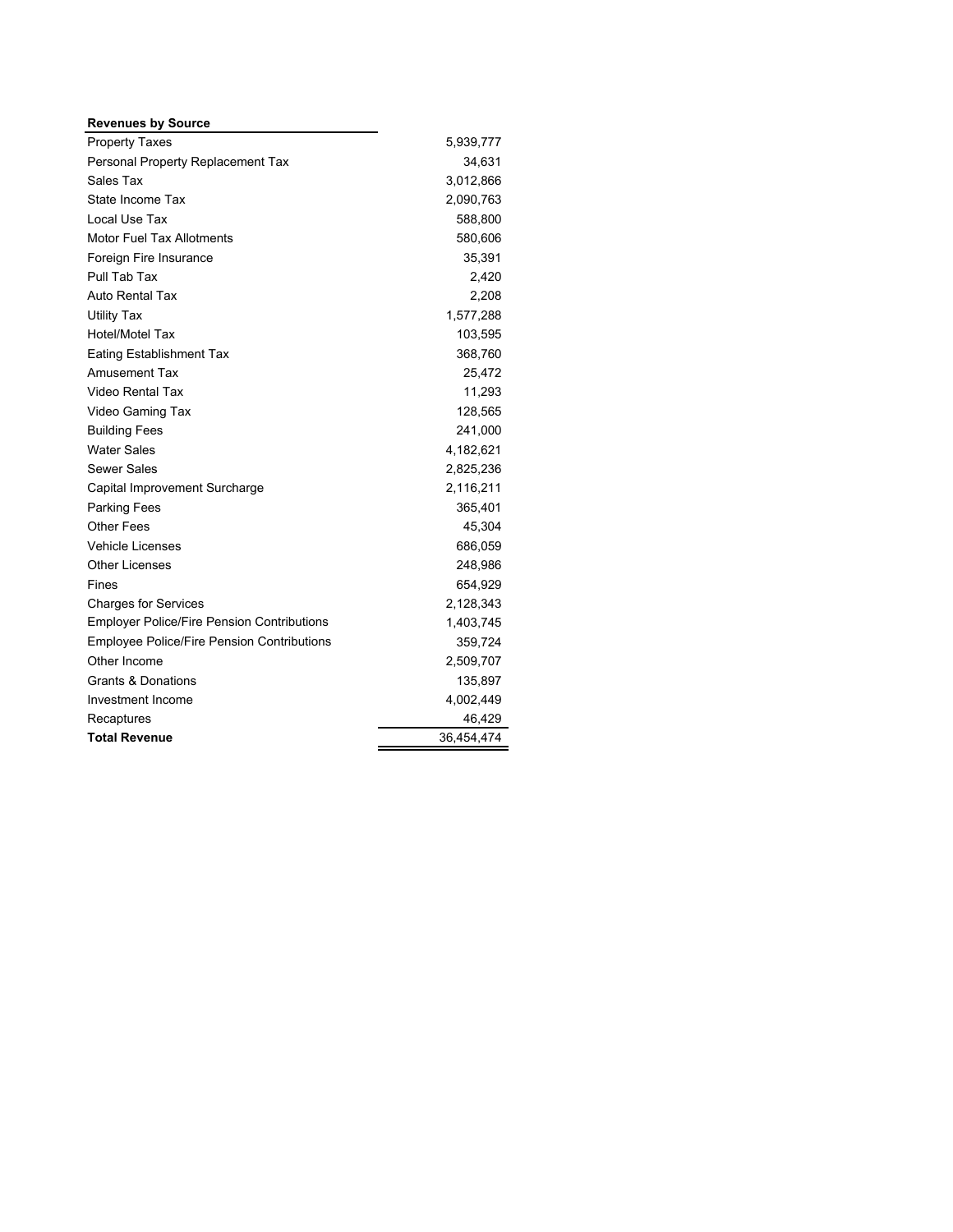| Revenues by Source | |
|---|---|
| Property Taxes | 5,939,777 |
| Personal Property Replacement Tax | 34,631 |
| Sales Tax | 3,012,866 |
| State Income Tax | 2,090,763 |
| Local Use Tax | 588,800 |
| Motor Fuel Tax Allotments | 580,606 |
| Foreign Fire Insurance | 35,391 |
| Pull Tab Tax | 2,420 |
| Auto Rental Tax | 2,208 |
| Utility Tax | 1,577,288 |
| Hotel/Motel Tax | 103,595 |
| Eating Establishment Tax | 368,760 |
| Amusement Tax | 25,472 |
| Video Rental Tax | 11,293 |
| Video Gaming Tax | 128,565 |
| Building Fees | 241,000 |
| Water Sales | 4,182,621 |
| Sewer Sales | 2,825,236 |
| Capital Improvement Surcharge | 2,116,211 |
| Parking Fees | 365,401 |
| Other Fees | 45,304 |
| Vehicle Licenses | 686,059 |
| Other Licenses | 248,986 |
| Fines | 654,929 |
| Charges for Services | 2,128,343 |
| Employer Police/Fire Pension Contributions | 1,403,745 |
| Employee Police/Fire Pension Contributions | 359,724 |
| Other Income | 2,509,707 |
| Grants & Donations | 135,897 |
| Investment Income | 4,002,449 |
| Recaptures | 46,429 |
| **Total Revenue** | 36,454,474 |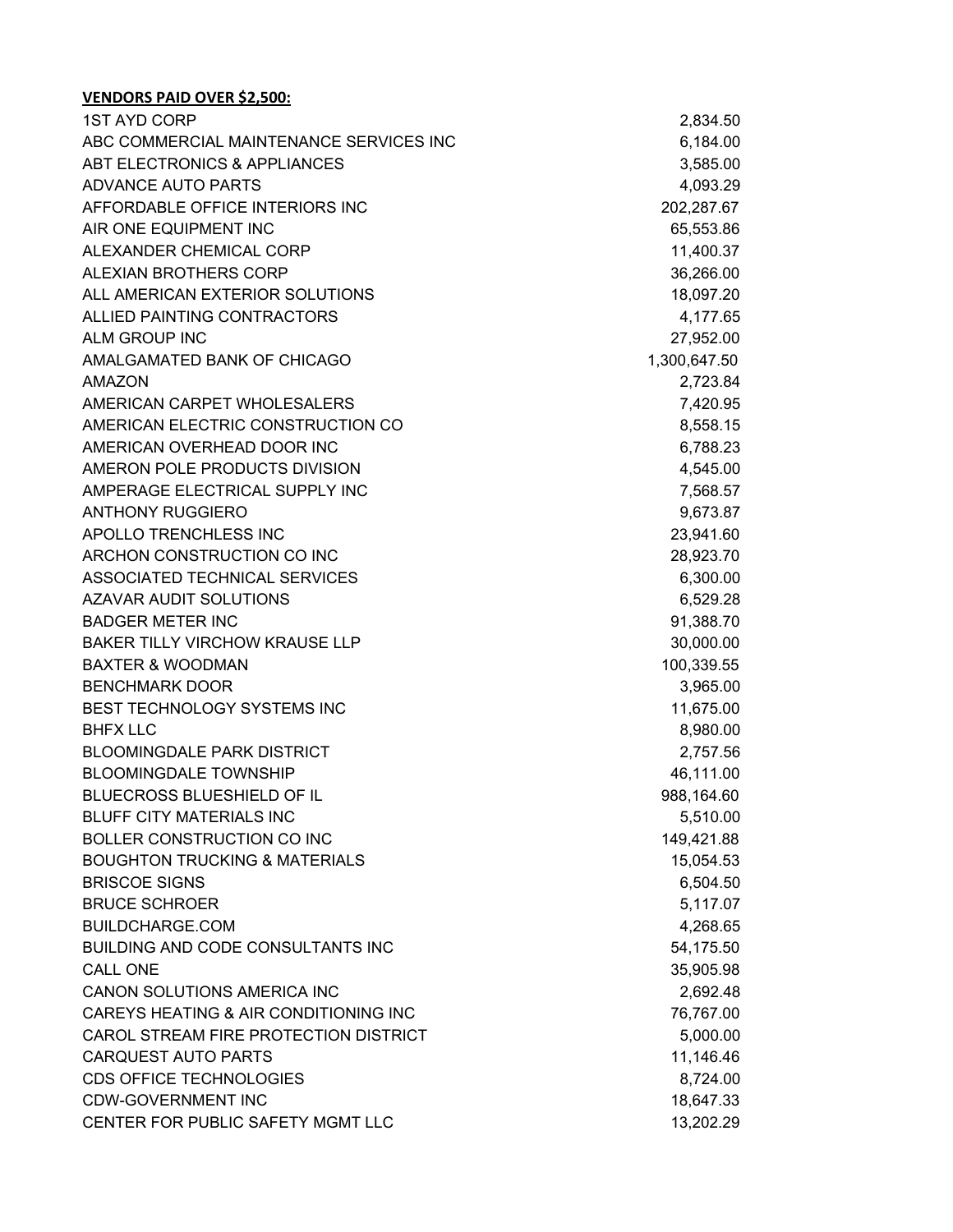**VENDORS PAID OVER $2,500:**

| | |
|---|---|
| 1ST AYD CORP | 2,834.50 |
| ABC COMMERCIAL MAINTENANCE SERVICES INC | 6,184.00 |
| ABT ELECTRONICS & APPLIANCES | 3,585.00 |
| ADVANCE AUTO PARTS | 4,093.29 |
| AFFORDABLE OFFICE INTERIORS INC | 202,287.67 |
| AIR ONE EQUIPMENT INC | 65,553.86 |
| ALEXANDER CHEMICAL CORP | 11,400.37 |
| ALEXIAN BROTHERS CORP | 36,266.00 |
| ALL AMERICAN EXTERIOR SOLUTIONS | 18,097.20 |
| ALLIED PAINTING CONTRACTORS | 4,177.65 |
| ALM GROUP INC | 27,952.00 |
| AMALGAMATED BANK OF CHICAGO | 1,300,647.50 |
| AMAZON | 2,723.84 |
| AMERICAN CARPET WHOLESALERS | 7,420.95 |
| AMERICAN ELECTRIC CONSTRUCTION CO | 8,558.15 |
| AMERICAN OVERHEAD DOOR INC | 6,788.23 |
| AMERON POLE PRODUCTS DIVISION | 4,545.00 |
| AMPERAGE ELECTRICAL SUPPLY INC | 7,568.57 |
| ANTHONY RUGGIERO | 9,673.87 |
| APOLLO TRENCHLESS INC | 23,941.60 |
| ARCHON CONSTRUCTION CO INC | 28,923.70 |
| ASSOCIATED TECHNICAL SERVICES | 6,300.00 |
| AZAVAR AUDIT SOLUTIONS | 6,529.28 |
| BADGER METER INC | 91,388.70 |
| BAKER TILLY VIRCHOW KRAUSE LLP | 30,000.00 |
| BAXTER & WOODMAN | 100,339.55 |
| BENCHMARK DOOR | 3,965.00 |
| BEST TECHNOLOGY SYSTEMS INC | 11,675.00 |
| BHFX LLC | 8,980.00 |
| BLOOMINGDALE PARK DISTRICT | 2,757.56 |
| BLOOMINGDALE TOWNSHIP | 46,111.00 |
| BLUECROSS BLUESHIELD OF IL | 988,164.60 |
| BLUFF CITY MATERIALS INC | 5,510.00 |
| BOLLER CONSTRUCTION CO INC | 149,421.88 |
| BOUGHTON TRUCKING & MATERIALS | 15,054.53 |
| BRISCOE SIGNS | 6,504.50 |
| BRUCE SCHROER | 5,117.07 |
| BUILDCHARGE.COM | 4,268.65 |
| BUILDING AND CODE CONSULTANTS INC | 54,175.50 |
| CALL ONE | 35,905.98 |
| CANON SOLUTIONS AMERICA INC | 2,692.48 |
| CAREYS HEATING & AIR CONDITIONING INC | 76,767.00 |
| CAROL STREAM FIRE PROTECTION DISTRICT | 5,000.00 |
| CARQUEST AUTO PARTS | 11,146.46 |
| CDS OFFICE TECHNOLOGIES | 8,724.00 |
| CDW-GOVERNMENT INC | 18,647.33 |
| CENTER FOR PUBLIC SAFETY MGMT LLC | 13,202.29 |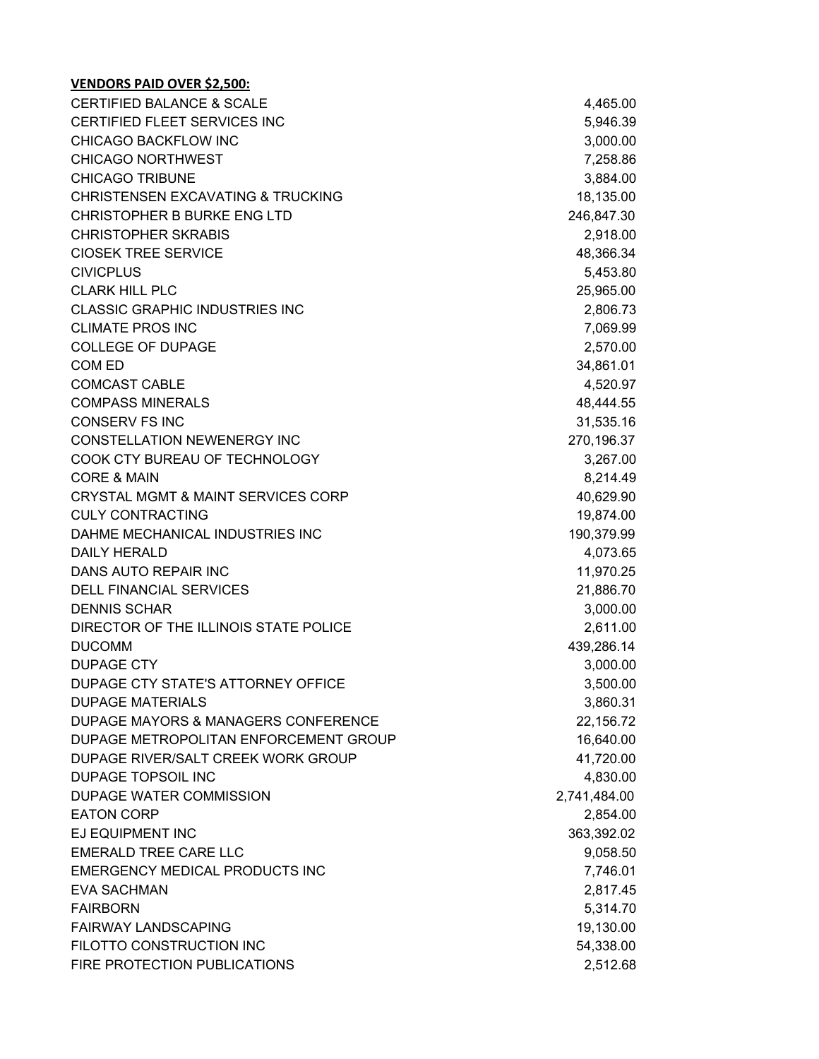**VENDORS PAID OVER $2,500:**

| Vendor | Amount |
|---|---|
| CERTIFIED BALANCE & SCALE | 4,465.00 |
| CERTIFIED FLEET SERVICES INC | 5,946.39 |
| CHICAGO BACKFLOW INC | 3,000.00 |
| CHICAGO NORTHWEST | 7,258.86 |
| CHICAGO TRIBUNE | 3,884.00 |
| CHRISTENSEN EXCAVATING & TRUCKING | 18,135.00 |
| CHRISTOPHER B BURKE ENG LTD | 246,847.30 |
| CHRISTOPHER SKRABIS | 2,918.00 |
| CIOSEK TREE SERVICE | 48,366.34 |
| CIVICPLUS | 5,453.80 |
| CLARK HILL PLC | 25,965.00 |
| CLASSIC GRAPHIC INDUSTRIES INC | 2,806.73 |
| CLIMATE PROS INC | 7,069.99 |
| COLLEGE OF DUPAGE | 2,570.00 |
| COM ED | 34,861.01 |
| COMCAST CABLE | 4,520.97 |
| COMPASS MINERALS | 48,444.55 |
| CONSERV FS INC | 31,535.16 |
| CONSTELLATION NEWENERGY INC | 270,196.37 |
| COOK CTY BUREAU OF TECHNOLOGY | 3,267.00 |
| CORE & MAIN | 8,214.49 |
| CRYSTAL MGMT & MAINT SERVICES CORP | 40,629.90 |
| CULY CONTRACTING | 19,874.00 |
| DAHME MECHANICAL INDUSTRIES INC | 190,379.99 |
| DAILY HERALD | 4,073.65 |
| DANS AUTO REPAIR INC | 11,970.25 |
| DELL FINANCIAL SERVICES | 21,886.70 |
| DENNIS SCHAR | 3,000.00 |
| DIRECTOR OF THE ILLINOIS STATE POLICE | 2,611.00 |
| DUCOMM | 439,286.14 |
| DUPAGE CTY | 3,000.00 |
| DUPAGE CTY STATE'S ATTORNEY OFFICE | 3,500.00 |
| DUPAGE MATERIALS | 3,860.31 |
| DUPAGE MAYORS & MANAGERS CONFERENCE | 22,156.72 |
| DUPAGE METROPOLITAN ENFORCEMENT GROUP | 16,640.00 |
| DUPAGE RIVER/SALT CREEK WORK GROUP | 41,720.00 |
| DUPAGE TOPSOIL INC | 4,830.00 |
| DUPAGE WATER COMMISSION | 2,741,484.00 |
| EATON CORP | 2,854.00 |
| EJ EQUIPMENT INC | 363,392.02 |
| EMERALD TREE CARE LLC | 9,058.50 |
| EMERGENCY MEDICAL PRODUCTS INC | 7,746.01 |
| EVA SACHMAN | 2,817.45 |
| FAIRBORN | 5,314.70 |
| FAIRWAY LANDSCAPING | 19,130.00 |
| FILOTTO CONSTRUCTION INC | 54,338.00 |
| FIRE PROTECTION PUBLICATIONS | 2,512.68 |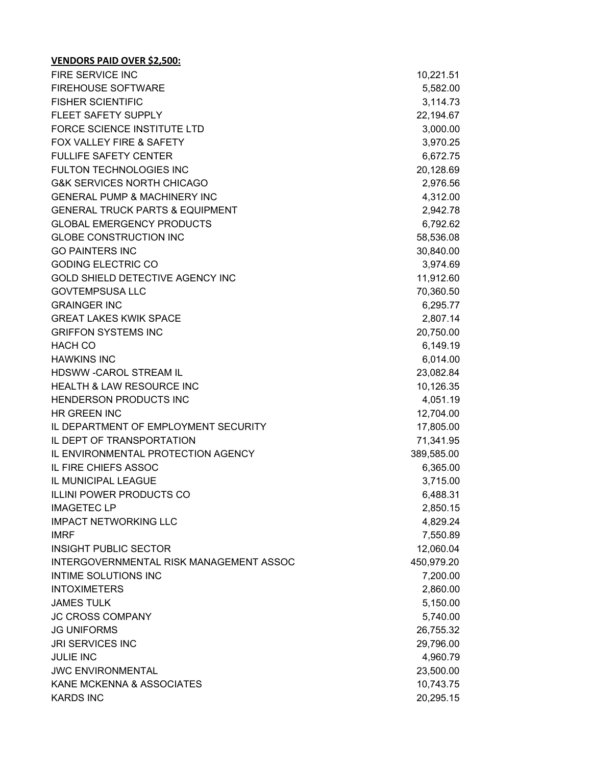**VENDORS PAID OVER $2,500:**

| | |
|---|---|
| FIRE SERVICE INC | 10,221.51 |
| FIREHOUSE SOFTWARE | 5,582.00 |
| FISHER SCIENTIFIC | 3,114.73 |
| FLEET SAFETY SUPPLY | 22,194.67 |
| FORCE SCIENCE INSTITUTE LTD | 3,000.00 |
| FOX VALLEY FIRE & SAFETY | 3,970.25 |
| FULLIFE SAFETY CENTER | 6,672.75 |
| FULTON TECHNOLOGIES INC | 20,128.69 |
| G&K SERVICES NORTH CHICAGO | 2,976.56 |
| GENERAL PUMP & MACHINERY INC | 4,312.00 |
| GENERAL TRUCK PARTS & EQUIPMENT | 2,942.78 |
| GLOBAL EMERGENCY PRODUCTS | 6,792.62 |
| GLOBE CONSTRUCTION INC | 58,536.08 |
| GO PAINTERS INC | 30,840.00 |
| GODING ELECTRIC CO | 3,974.69 |
| GOLD SHIELD DETECTIVE AGENCY INC | 11,912.60 |
| GOVTEMPSUSA LLC | 70,360.50 |
| GRAINGER INC | 6,295.77 |
| GREAT LAKES KWIK SPACE | 2,807.14 |
| GRIFFON SYSTEMS INC | 20,750.00 |
| HACH CO | 6,149.19 |
| HAWKINS INC | 6,014.00 |
| HDSWW -CAROL STREAM IL | 23,082.84 |
| HEALTH & LAW RESOURCE INC | 10,126.35 |
| HENDERSON PRODUCTS INC | 4,051.19 |
| HR GREEN INC | 12,704.00 |
| IL DEPARTMENT OF EMPLOYMENT SECURITY | 17,805.00 |
| IL DEPT OF TRANSPORTATION | 71,341.95 |
| IL ENVIRONMENTAL PROTECTION AGENCY | 389,585.00 |
| IL FIRE CHIEFS ASSOC | 6,365.00 |
| IL MUNICIPAL LEAGUE | 3,715.00 |
| ILLINI POWER PRODUCTS CO | 6,488.31 |
| IMAGETEC LP | 2,850.15 |
| IMPACT NETWORKING LLC | 4,829.24 |
| IMRF | 7,550.89 |
| INSIGHT PUBLIC SECTOR | 12,060.04 |
| INTERGOVERNMENTAL RISK MANAGEMENT ASSOC | 450,979.20 |
| INTIME SOLUTIONS INC | 7,200.00 |
| INTOXIMETERS | 2,860.00 |
| JAMES TULK | 5,150.00 |
| JC CROSS COMPANY | 5,740.00 |
| JG UNIFORMS | 26,755.32 |
| JRI SERVICES INC | 29,796.00 |
| JULIE INC | 4,960.79 |
| JWC ENVIRONMENTAL | 23,500.00 |
| KANE MCKENNA & ASSOCIATES | 10,743.75 |
| KARDS INC | 20,295.15 |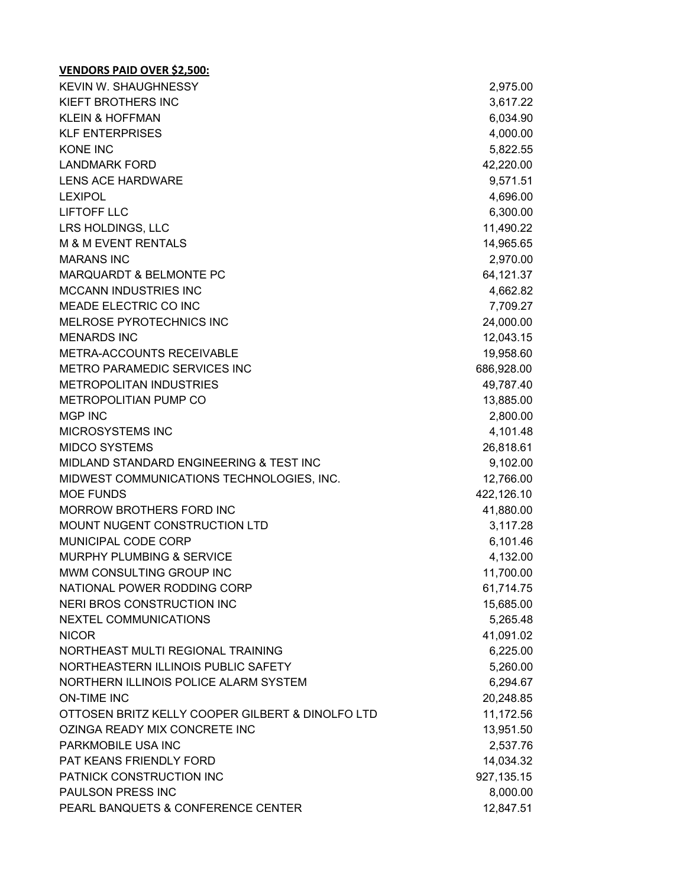**VENDORS PAID OVER $2,500:**

| | |
|---|---|
| KEVIN W. SHAUGHNESSY | 2,975.00 |
| KIEFT BROTHERS INC | 3,617.22 |
| KLEIN & HOFFMAN | 6,034.90 |
| KLF ENTERPRISES | 4,000.00 |
| KONE INC | 5,822.55 |
| LANDMARK FORD | 42,220.00 |
| LENS ACE HARDWARE | 9,571.51 |
| LEXIPOL | 4,696.00 |
| LIFTOFF LLC | 6,300.00 |
| LRS HOLDINGS, LLC | 11,490.22 |
| M & M EVENT RENTALS | 14,965.65 |
| MARANS INC | 2,970.00 |
| MARQUARDT & BELMONTE PC | 64,121.37 |
| MCCANN INDUSTRIES INC | 4,662.82 |
| MEADE ELECTRIC CO INC | 7,709.27 |
| MELROSE PYROTECHNICS INC | 24,000.00 |
| MENARDS INC | 12,043.15 |
| METRA-ACCOUNTS RECEIVABLE | 19,958.60 |
| METRO PARAMEDIC SERVICES INC | 686,928.00 |
| METROPOLITAN INDUSTRIES | 49,787.40 |
| METROPOLITIAN PUMP CO | 13,885.00 |
| MGP INC | 2,800.00 |
| MICROSYSTEMS INC | 4,101.48 |
| MIDCO SYSTEMS | 26,818.61 |
| MIDLAND STANDARD ENGINEERING & TEST INC | 9,102.00 |
| MIDWEST COMMUNICATIONS TECHNOLOGIES, INC. | 12,766.00 |
| MOE FUNDS | 422,126.10 |
| MORROW BROTHERS FORD INC | 41,880.00 |
| MOUNT NUGENT CONSTRUCTION LTD | 3,117.28 |
| MUNICIPAL CODE CORP | 6,101.46 |
| MURPHY PLUMBING & SERVICE | 4,132.00 |
| MWM CONSULTING GROUP INC | 11,700.00 |
| NATIONAL POWER RODDING CORP | 61,714.75 |
| NERI BROS CONSTRUCTION INC | 15,685.00 |
| NEXTEL COMMUNICATIONS | 5,265.48 |
| NICOR | 41,091.02 |
| NORTHEAST MULTI REGIONAL TRAINING | 6,225.00 |
| NORTHEASTERN ILLINOIS PUBLIC SAFETY | 5,260.00 |
| NORTHERN ILLINOIS POLICE ALARM SYSTEM | 6,294.67 |
| ON-TIME INC | 20,248.85 |
| OTTOSEN BRITZ KELLY COOPER GILBERT & DINOLFO LTD | 11,172.56 |
| OZINGA READY MIX CONCRETE INC | 13,951.50 |
| PARKMOBILE USA INC | 2,537.76 |
| PAT KEANS FRIENDLY FORD | 14,034.32 |
| PATNICK CONSTRUCTION INC | 927,135.15 |
| PAULSON PRESS INC | 8,000.00 |
| PEARL BANQUETS & CONFERENCE CENTER | 12,847.51 |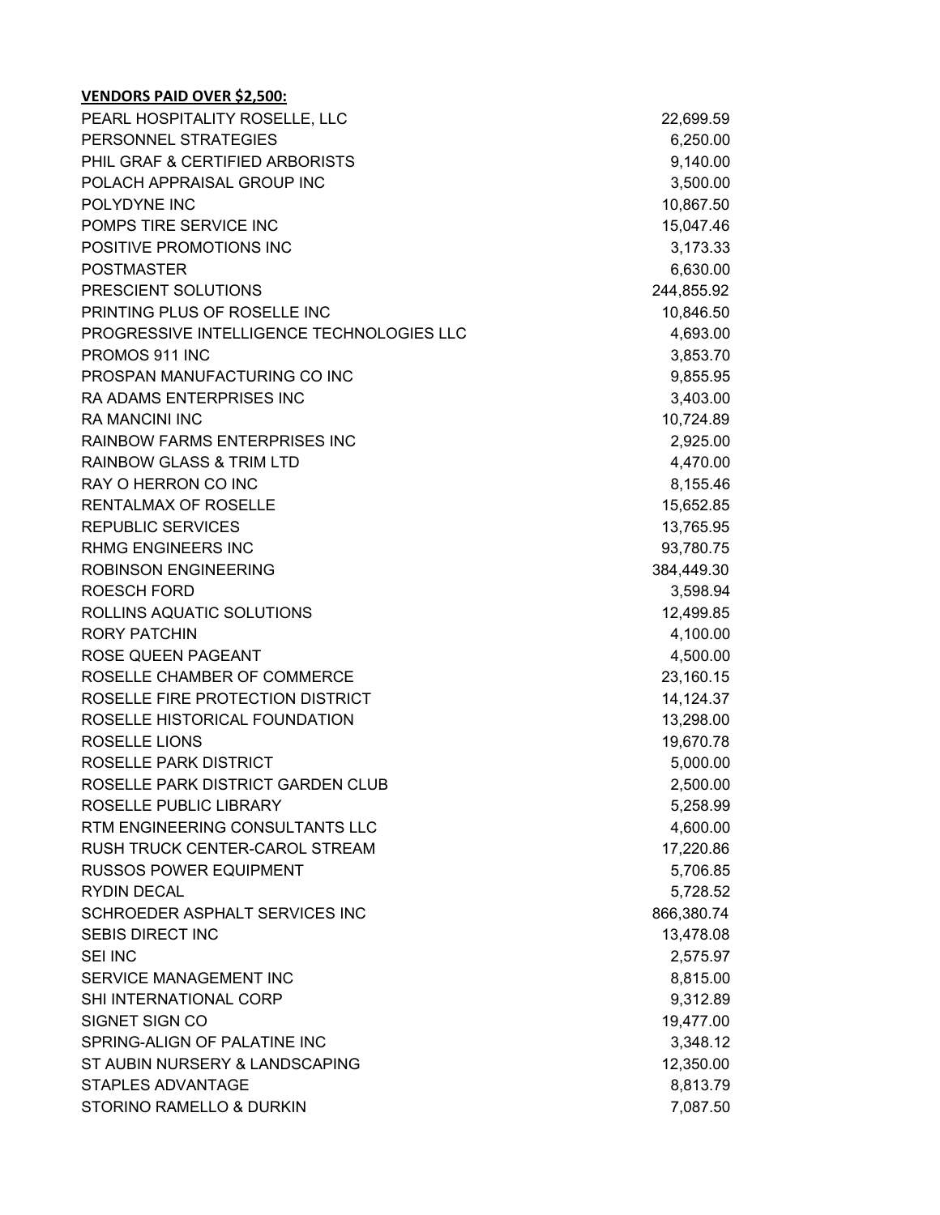**VENDORS PAID OVER $2,500:**

| | |
|---|---:|
| PEARL HOSPITALITY ROSELLE, LLC | 22,699.59 |
| PERSONNEL STRATEGIES | 6,250.00 |
| PHIL GRAF & CERTIFIED ARBORISTS | 9,140.00 |
| POLACH APPRAISAL GROUP INC | 3,500.00 |
| POLYDYNE INC | 10,867.50 |
| POMPS TIRE SERVICE INC | 15,047.46 |
| POSITIVE PROMOTIONS INC | 3,173.33 |
| POSTMASTER | 6,630.00 |
| PRESCIENT SOLUTIONS | 244,855.92 |
| PRINTING PLUS OF ROSELLE INC | 10,846.50 |
| PROGRESSIVE INTELLIGENCE TECHNOLOGIES LLC | 4,693.00 |
| PROMOS 911 INC | 3,853.70 |
| PROSPAN MANUFACTURING CO INC | 9,855.95 |
| RA ADAMS ENTERPRISES INC | 3,403.00 |
| RA MANCINI INC | 10,724.89 |
| RAINBOW FARMS ENTERPRISES INC | 2,925.00 |
| RAINBOW GLASS & TRIM LTD | 4,470.00 |
| RAY O HERRON CO INC | 8,155.46 |
| RENTALMAX OF ROSELLE | 15,652.85 |
| REPUBLIC SERVICES | 13,765.95 |
| RHMG ENGINEERS INC | 93,780.75 |
| ROBINSON ENGINEERING | 384,449.30 |
| ROESCH FORD | 3,598.94 |
| ROLLINS AQUATIC SOLUTIONS | 12,499.85 |
| RORY PATCHIN | 4,100.00 |
| ROSE QUEEN PAGEANT | 4,500.00 |
| ROSELLE CHAMBER OF COMMERCE | 23,160.15 |
| ROSELLE FIRE PROTECTION DISTRICT | 14,124.37 |
| ROSELLE HISTORICAL FOUNDATION | 13,298.00 |
| ROSELLE LIONS | 19,670.78 |
| ROSELLE PARK DISTRICT | 5,000.00 |
| ROSELLE PARK DISTRICT GARDEN CLUB | 2,500.00 |
| ROSELLE PUBLIC LIBRARY | 5,258.99 |
| RTM ENGINEERING CONSULTANTS LLC | 4,600.00 |
| RUSH TRUCK CENTER-CAROL STREAM | 17,220.86 |
| RUSSOS POWER EQUIPMENT | 5,706.85 |
| RYDIN DECAL | 5,728.52 |
| SCHROEDER ASPHALT SERVICES INC | 866,380.74 |
| SEBIS DIRECT INC | 13,478.08 |
| SEI INC | 2,575.97 |
| SERVICE MANAGEMENT INC | 8,815.00 |
| SHI INTERNATIONAL CORP | 9,312.89 |
| SIGNET SIGN CO | 19,477.00 |
| SPRING-ALIGN OF PALATINE INC | 3,348.12 |
| ST AUBIN NURSERY & LANDSCAPING | 12,350.00 |
| STAPLES ADVANTAGE | 8,813.79 |
| STORINO RAMELLO & DURKIN | 7,087.50 |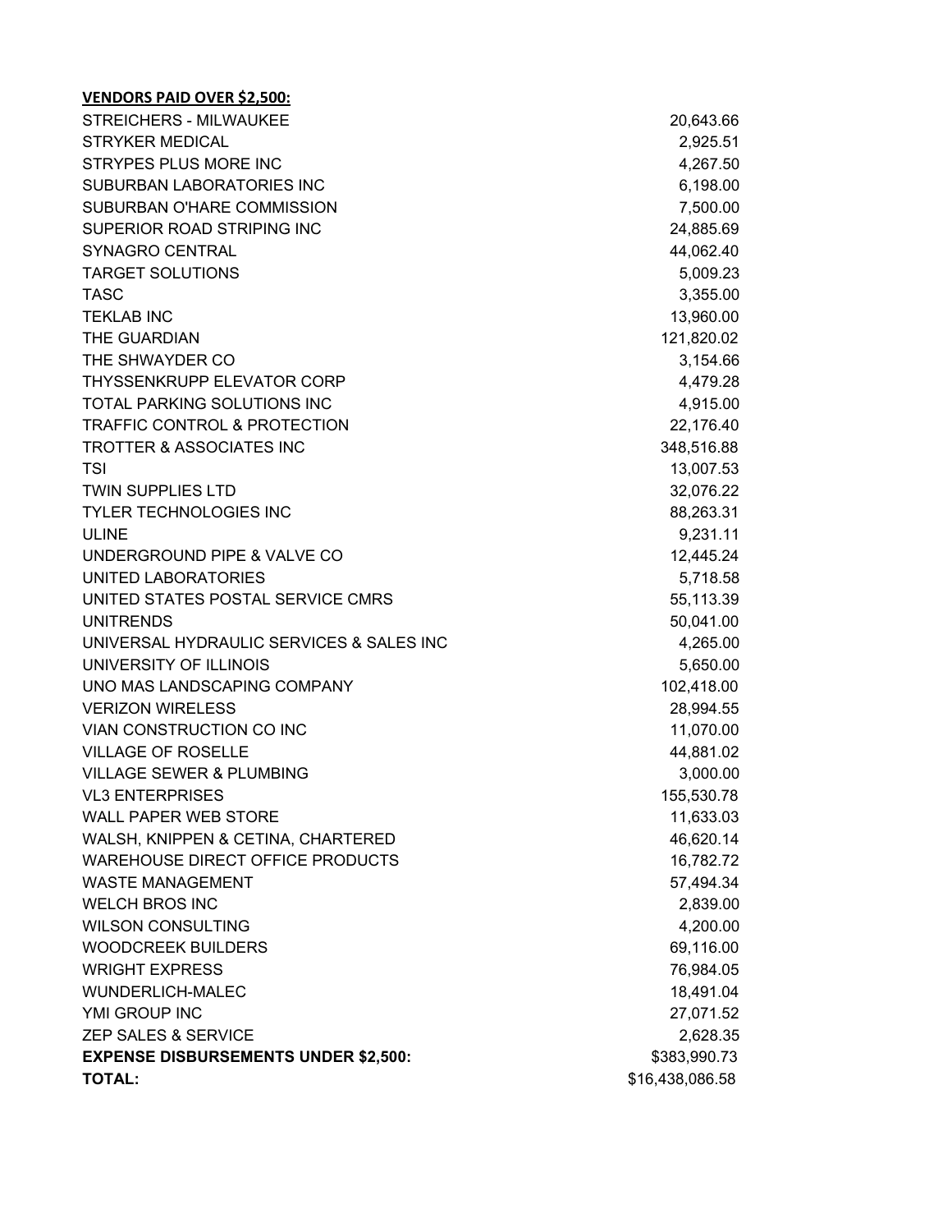**VENDORS PAID OVER $2,500:**

| | |
|---|---|
| STREICHERS - MILWAUKEE | 20,643.66 |
| STRYKER MEDICAL | 2,925.51 |
| STRYPES PLUS MORE INC | 4,267.50 |
| SUBURBAN LABORATORIES INC | 6,198.00 |
| SUBURBAN O'HARE COMMISSION | 7,500.00 |
| SUPERIOR ROAD STRIPING INC | 24,885.69 |
| SYNAGRO CENTRAL | 44,062.40 |
| TARGET SOLUTIONS | 5,009.23 |
| TASC | 3,355.00 |
| TEKLAB INC | 13,960.00 |
| THE GUARDIAN | 121,820.02 |
| THE SHWAYDER CO | 3,154.66 |
| THYSSENKRUPP ELEVATOR CORP | 4,479.28 |
| TOTAL PARKING SOLUTIONS INC | 4,915.00 |
| TRAFFIC CONTROL & PROTECTION | 22,176.40 |
| TROTTER & ASSOCIATES INC | 348,516.88 |
| TSI | 13,007.53 |
| TWIN SUPPLIES LTD | 32,076.22 |
| TYLER TECHNOLOGIES INC | 88,263.31 |
| ULINE | 9,231.11 |
| UNDERGROUND PIPE & VALVE CO | 12,445.24 |
| UNITED LABORATORIES | 5,718.58 |
| UNITED STATES POSTAL SERVICE CMRS | 55,113.39 |
| UNITRENDS | 50,041.00 |
| UNIVERSAL HYDRAULIC SERVICES & SALES INC | 4,265.00 |
| UNIVERSITY OF ILLINOIS | 5,650.00 |
| UNO MAS LANDSCAPING COMPANY | 102,418.00 |
| VERIZON WIRELESS | 28,994.55 |
| VIAN CONSTRUCTION CO INC | 11,070.00 |
| VILLAGE OF ROSELLE | 44,881.02 |
| VILLAGE SEWER & PLUMBING | 3,000.00 |
| VL3 ENTERPRISES | 155,530.78 |
| WALL PAPER WEB STORE | 11,633.03 |
| WALSH, KNIPPEN & CETINA, CHARTERED | 46,620.14 |
| WAREHOUSE DIRECT OFFICE PRODUCTS | 16,782.72 |
| WASTE MANAGEMENT | 57,494.34 |
| WELCH BROS INC | 2,839.00 |
| WILSON CONSULTING | 4,200.00 |
| WOODCREEK BUILDERS | 69,116.00 |
| WRIGHT EXPRESS | 76,984.05 |
| WUNDERLICH-MALEC | 18,491.04 |
| YMI GROUP INC | 27,071.52 |
| ZEP SALES & SERVICE | 2,628.35 |
| **EXPENSE DISBURSEMENTS UNDER $2,500:** | $383,990.73 |
| **TOTAL:** | $16,438,086.58 |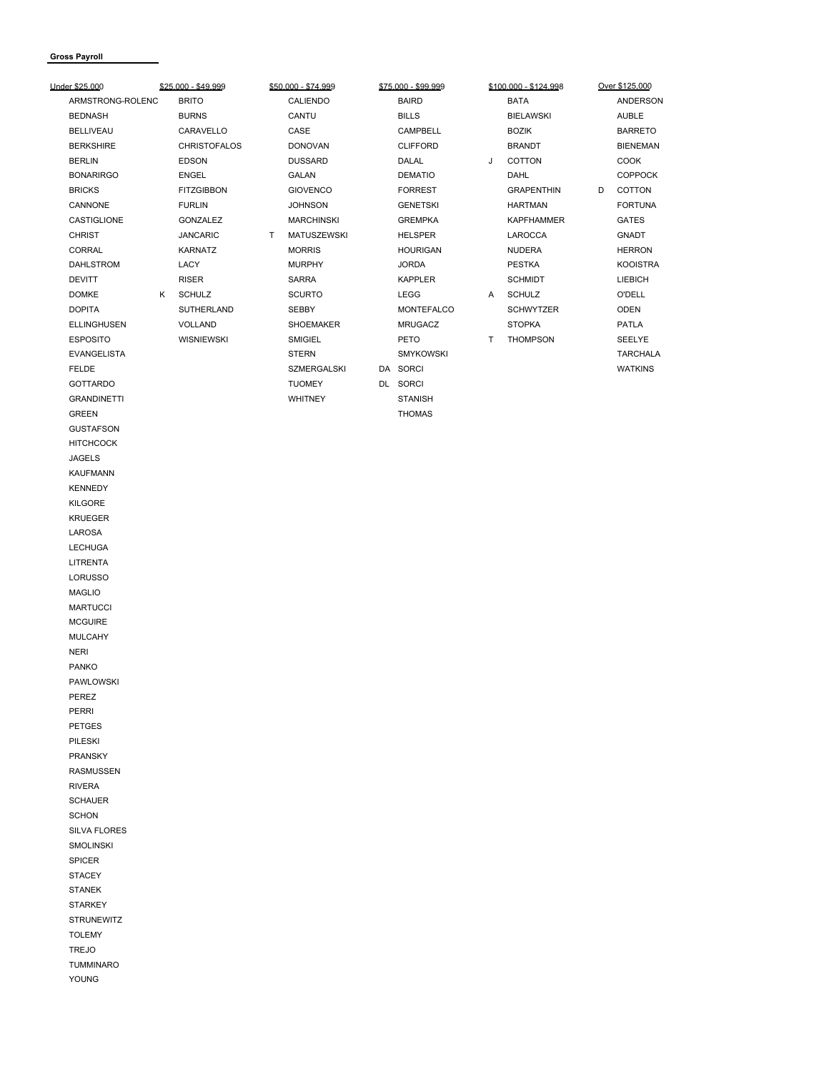**Gross Payroll**

| Under $25,000 | $25,000 - $49,999 | $50,000 - $74,999 | $75,000 - $99,999 | $100,000 - $124,998 | Over $125,000 |
|---|---|---|---|---|---|
| ARMSTRONG-ROLENC | BRITO | CALIENDO | BAIRD | BATA | ANDERSON |
| BEDNASH | BURNS | CANTU | BILLS | BIELAWSKI | AUBLE |
| BELLIVEAU | CARAVELLO | CASE | CAMPBELL | BOZIK | BARRETO |
| BERKSHIRE | CHRISTOFALOS | DONOVAN | CLIFFORD | BRANDT | BIENEMAN |
| BERLIN | EDSON | DUSSARD | DALAL | J COTTON | COOK |
| BONARIRGO | ENGEL | GALAN | DEMATIO | DAHL | COPPOCK |
| BRICKS | FITZGIBBON | GIOVENCO | FORREST | GRAPENTHIN | D COTTON |
| CANNONE | FURLIN | JOHNSON | GENETSKI | HARTMAN | FORTUNA |
| CASTIGLIONE | GONZALEZ | MARCHINSKI | GREMPKA | KAPFHAMMER | GATES |
| CHRIST | JANCARIC | T MATUSZEWSKI | HELSPER | LAROCCA | GNADT |
| CORRAL | KARNATZ | MORRIS | HOURIGAN | NUDERA | HERRON |
| DAHLSTROM | LACY | MURPHY | JORDA | PESTKA | KOOISTRA |
| DEVITT | RISER | SARRA | KAPPLER | SCHMIDT | LIEBICH |
| DOMKE | K SCHULZ | SCURTO | LEGG | A SCHULZ | O'DELL |
| DOPITA | SUTHERLAND | SEBBY | MONTEFALCO | SCHWYTZER | ODEN |
| ELLINGHUSEN | VOLLAND | SHOEMAKER | MRUGACZ | STOPKA | PATLA |
| ESPOSITO | WISNIEWSKI | SMIGIEL | PETO | T THOMPSON | SEELYE |
| EVANGELISTA | | STERN | SMYKOWSKI | | TARCHALA |
| FELDE | | SZMERGALSKI | DA SORCI | | WATKINS |
| GOTTARDO | | TUOMEY | DL SORCI | | |
| GRANDINETTI | | WHITNEY | STANISH | | |
| GREEN | | | THOMAS | | |
| GUSTAFSON | | | | | |
| HITCHCOCK | | | | | |
| JAGELS | | | | | |
| KAUFMANN | | | | | |
| KENNEDY | | | | | |
| KILGORE | | | | | |
| KRUEGER | | | | | |
| LAROSA | | | | | |
| LECHUGA | | | | | |
| LITRENTA | | | | | |
| LORUSSO | | | | | |
| MAGLIO | | | | | |
| MARTUCCI | | | | | |
| MCGUIRE | | | | | |
| MULCAHY | | | | | |
| NERI | | | | | |
| PANKO | | | | | |
| PAWLOWSKI | | | | | |
| PEREZ | | | | | |
| PERRI | | | | | |
| PETGES | | | | | |
| PILESKI | | | | | |
| PRANSKY | | | | | |
| RASMUSSEN | | | | | |
| RIVERA | | | | | |
| SCHAUER | | | | | |
| SCHON | | | | | |
| SILVA FLORES | | | | | |
| SMOLINSKI | | | | | |
| SPICER | | | | | |
| STACEY | | | | | |
| STANEK | | | | | |
| STARKEY | | | | | |
| STRUNEWITZ | | | | | |
| TOLEMY | | | | | |
| TREJO | | | | | |
| TUMMINARO | | | | | |
| YOUNG | | | | | |